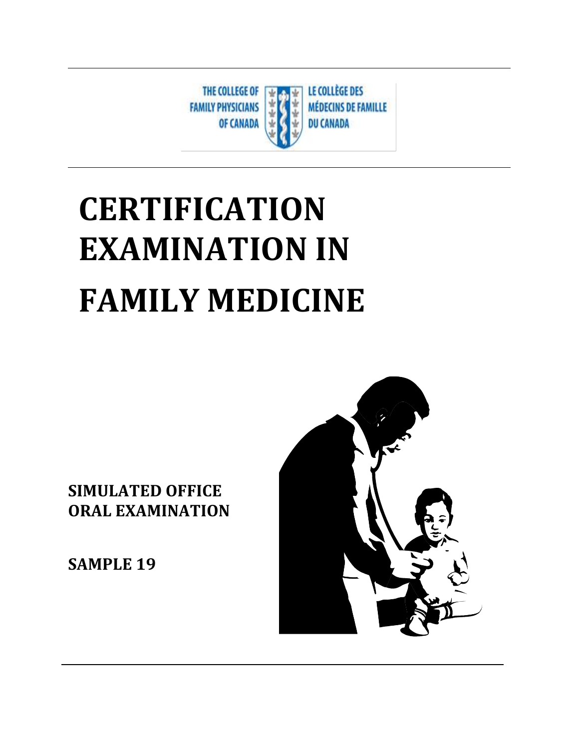THE COLLEGE OF FAMILY PHYSICIANS OF CANADA

LE COLLÈGE DES MÉDECINS DE FAMILLE DU CANADA

# CERTIFICATION EXAMINATION IN FAMILY MEDICINE

## SIMULATED OFFICE ORAL EXAMINATION

## SAMPLE 19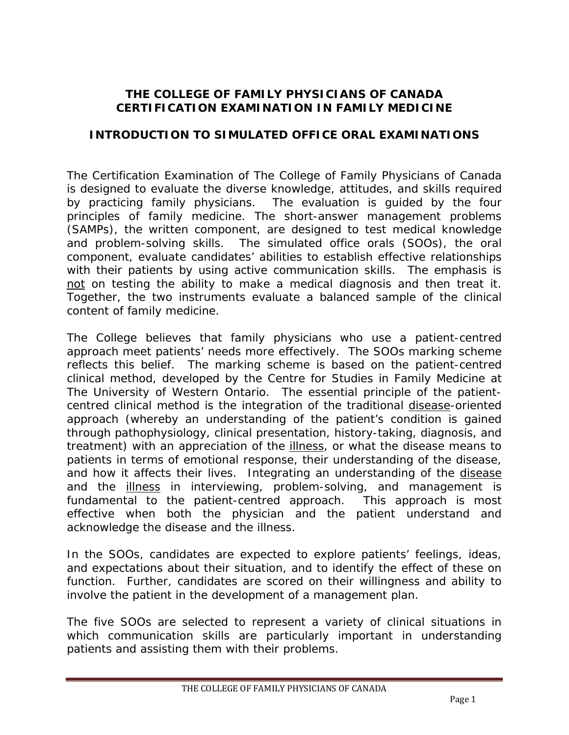# THE COLLEGE OF FAMILY PHYSICIANS OF CANADA
# CERTIFICATION EXAMINATION IN FAMILY MEDICINE

## INTRODUCTION TO SIMULATED OFFICE ORAL EXAMINATIONS

The Certification Examination of The College of Family Physicians of Canada is designed to evaluate the diverse knowledge, attitudes, and skills required by practicing family physicians. The evaluation is guided by the four principles of family medicine. The short-answer management problems (SAMPs), the written component, are designed to test medical knowledge and problem-solving skills. The simulated office orals (SOOs), the oral component, evaluate candidates' abilities to establish effective relationships with their patients by using active communication skills. The emphasis is not on testing the ability to make a medical diagnosis and then treat it. Together, the two instruments evaluate a balanced sample of the clinical content of family medicine.

The College believes that family physicians who use a patient-centred approach meet patients' needs more effectively. The SOOs marking scheme reflects this belief. The marking scheme is based on the patient-centred clinical method, developed by the Centre for Studies in Family Medicine at The University of Western Ontario. The essential principle of the patient-centred clinical method is the integration of the traditional disease-oriented approach (whereby an understanding of the patient's condition is gained through pathophysiology, clinical presentation, history-taking, diagnosis, and treatment) with an appreciation of the illness, or what the disease means to patients in terms of emotional response, their understanding of the disease, and how it affects their lives. Integrating an understanding of the disease and the illness in interviewing, problem-solving, and management is fundamental to the patient-centred approach. This approach is most effective when both the physician and the patient understand and acknowledge the disease and the illness.

In the SOOs, candidates are expected to explore patients' feelings, ideas, and expectations about their situation, and to identify the effect of these on function. Further, candidates are scored on their willingness and ability to involve the patient in the development of a management plan.

The five SOOs are selected to represent a variety of clinical situations in which communication skills are particularly important in understanding patients and assisting them with their problems.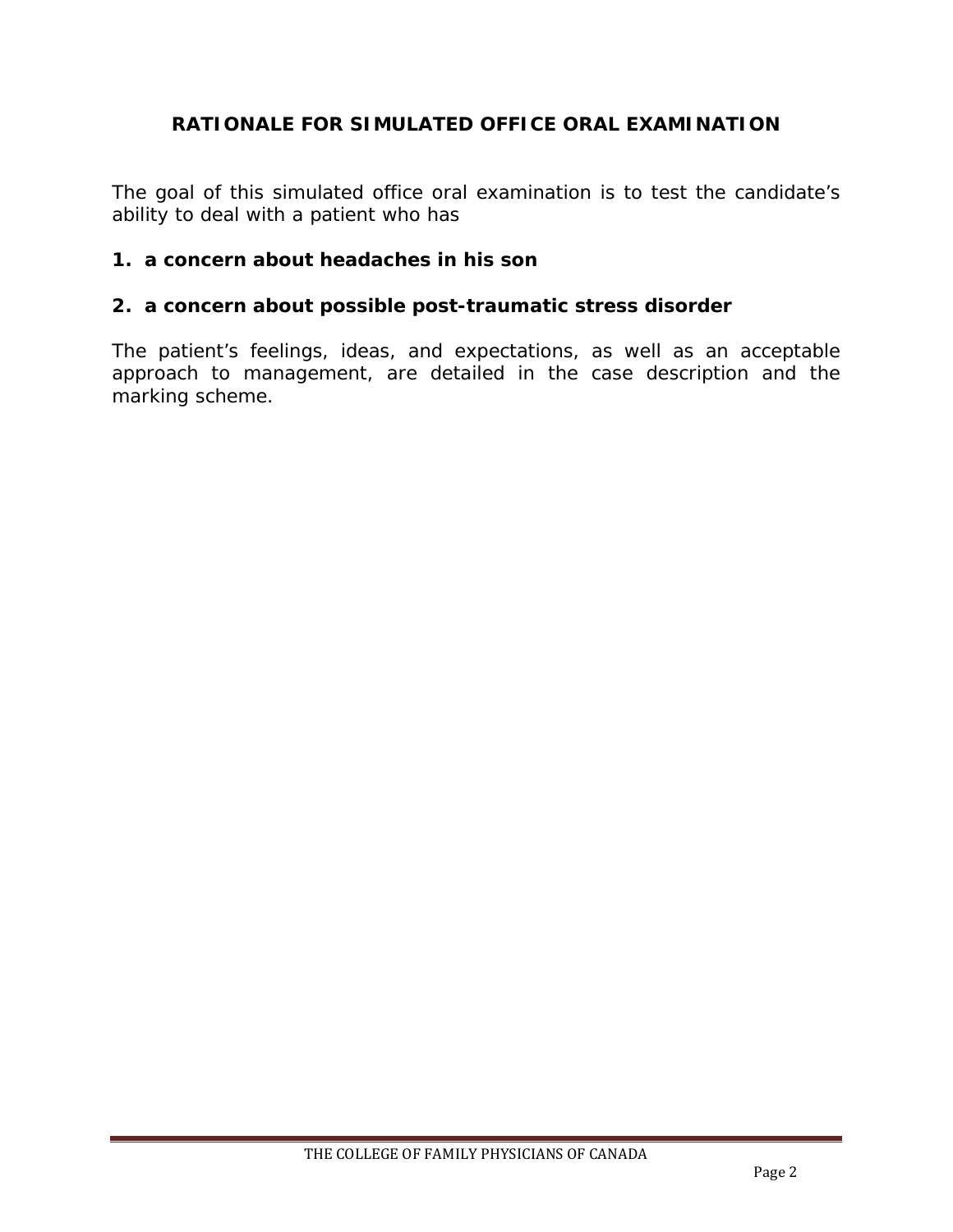## RATIONALE FOR SIMULATED OFFICE ORAL EXAMINATION

The goal of this simulated office oral examination is to test the candidate's ability to deal with a patient who has

**1. a concern about headaches in his son**

**2. a concern about possible post-traumatic stress disorder**

The patient's feelings, ideas, and expectations, as well as an acceptable approach to management, are detailed in the case description and the marking scheme.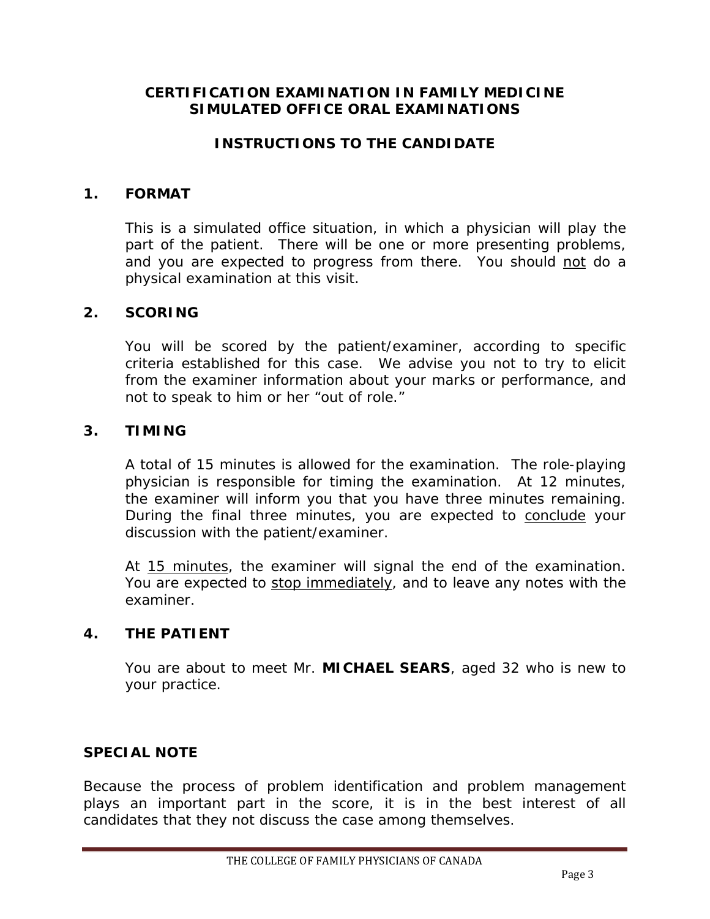# CERTIFICATION EXAMINATION IN FAMILY MEDICINE
# SIMULATED OFFICE ORAL EXAMINATIONS

## INSTRUCTIONS TO THE CANDIDATE

### 1. FORMAT

This is a simulated office situation, in which a physician will play the part of the patient. There will be one or more presenting problems, and you are expected to progress from there. You should <u>not</u> do a physical examination at this visit.

### 2. SCORING

You will be scored by the patient/examiner, according to specific criteria established for this case. We advise you not to try to elicit from the examiner information about your marks or performance, and not to speak to him or her "out of role."

### 3. TIMING

A total of 15 minutes is allowed for the examination. The role-playing physician is responsible for timing the examination. At 12 minutes, the examiner will inform you that you have three minutes remaining. During the final three minutes, you are expected to <u>conclude</u> your discussion with the patient/examiner.

At <u>15 minutes</u>, the examiner will signal the end of the examination. You are expected to <u>stop immediately</u>, and to leave any notes with the examiner.

### 4. THE PATIENT

You are about to meet Mr. **MICHAEL SEARS**, aged 32 who is new to your practice.

### SPECIAL NOTE

Because the process of problem identification and problem management plays an important part in the score, it is in the best interest of all candidates that they not discuss the case among themselves.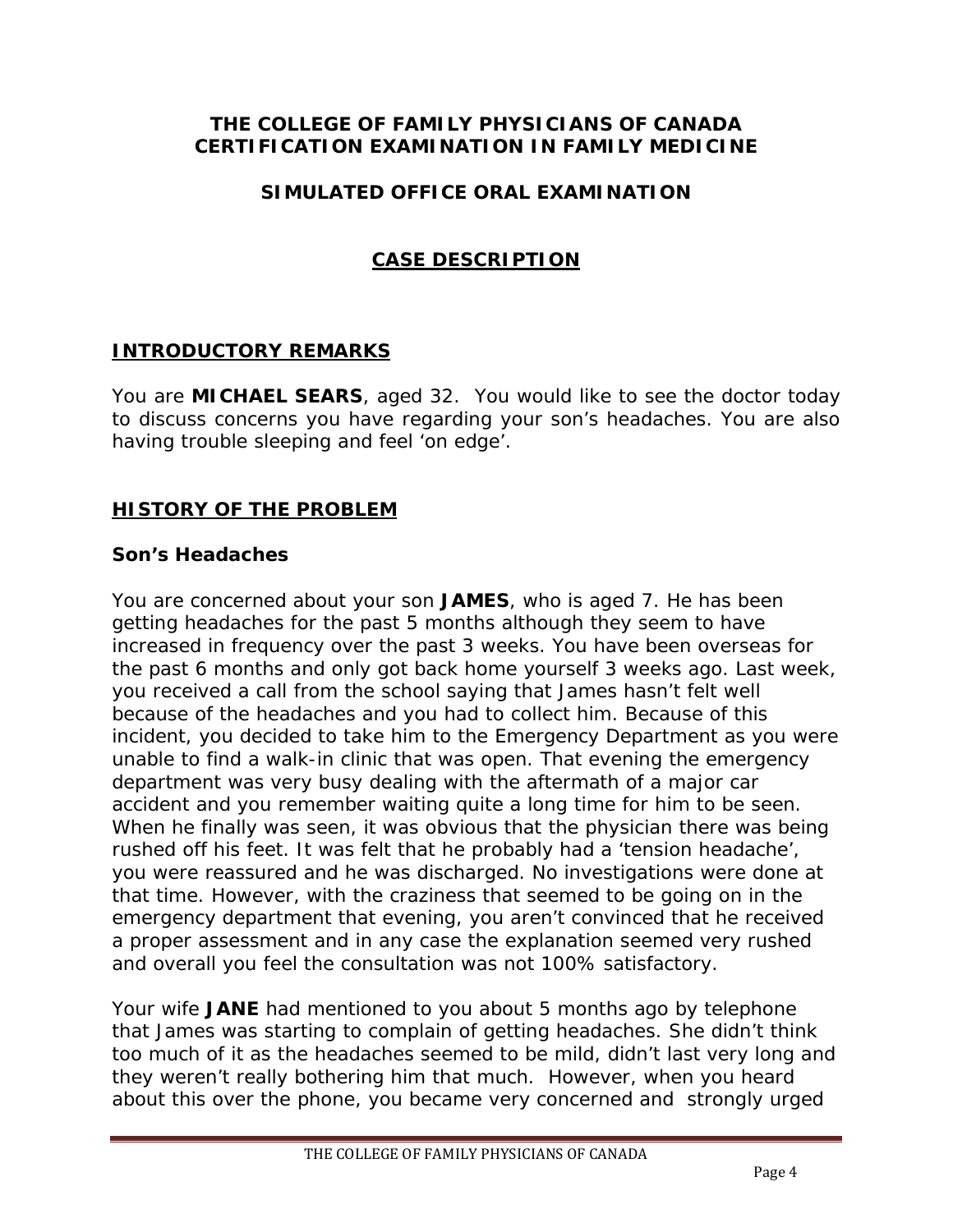# THE COLLEGE OF FAMILY PHYSICIANS OF CANADA
# CERTIFICATION EXAMINATION IN FAMILY MEDICINE

## SIMULATED OFFICE ORAL EXAMINATION

## CASE DESCRIPTION

## INTRODUCTORY REMARKS

You are **MICHAEL SEARS**, aged 32. You would like to see the doctor today to discuss concerns you have regarding your son's headaches. You are also having trouble sleeping and feel 'on edge'.

## HISTORY OF THE PROBLEM

### Son's Headaches

You are concerned about your son **JAMES**, who is aged 7. He has been getting headaches for the past 5 months although they seem to have increased in frequency over the past 3 weeks. You have been overseas for the past 6 months and only got back home yourself 3 weeks ago. Last week, you received a call from the school saying that James hasn't felt well because of the headaches and you had to collect him. Because of this incident, you decided to take him to the Emergency Department as you were unable to find a walk-in clinic that was open. That evening the emergency department was very busy dealing with the aftermath of a major car accident and you remember waiting quite a long time for him to be seen. When he finally was seen, it was obvious that the physician there was being rushed off his feet. It was felt that he probably had a 'tension headache', you were reassured and he was discharged. No investigations were done at that time. However, with the craziness that seemed to be going on in the emergency department that evening, you aren't convinced that he received a proper assessment and in any case the explanation seemed very rushed and overall you feel the consultation was not 100% satisfactory.

Your wife **JANE** had mentioned to you about 5 months ago by telephone that James was starting to complain of getting headaches. She didn't think too much of it as the headaches seemed to be mild, didn't last very long and they weren't really bothering him that much. However, when you heard about this over the phone, you became very concerned and strongly urged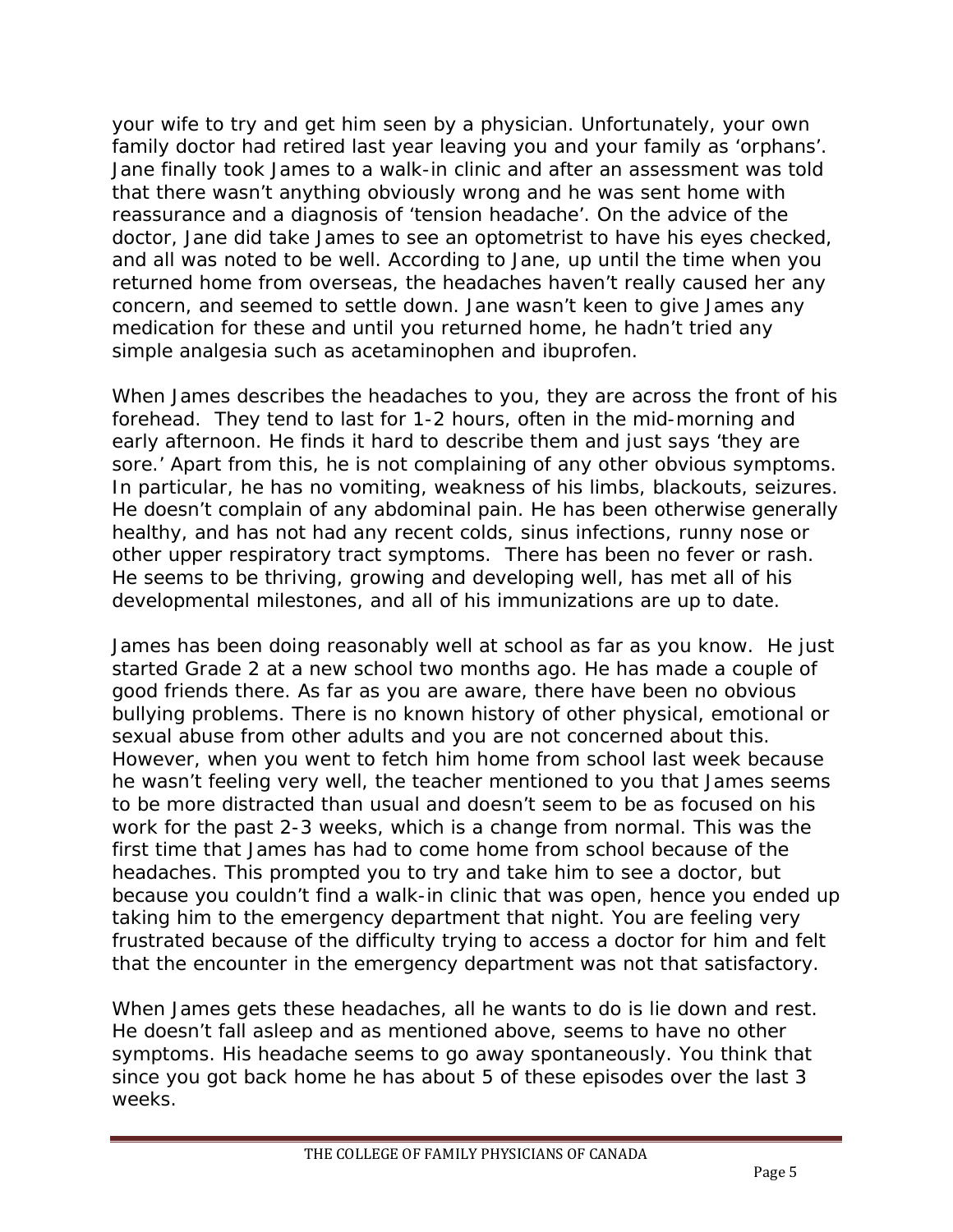your wife to try and get him seen by a physician. Unfortunately, your own family doctor had retired last year leaving you and your family as 'orphans'. Jane finally took James to a walk-in clinic and after an assessment was told that there wasn't anything obviously wrong and he was sent home with reassurance and a diagnosis of 'tension headache'. On the advice of the doctor, Jane did take James to see an optometrist to have his eyes checked, and all was noted to be well. According to Jane, up until the time when you returned home from overseas, the headaches haven't really caused her any concern, and seemed to settle down. Jane wasn't keen to give James any medication for these and until you returned home, he hadn't tried any simple analgesia such as acetaminophen and ibuprofen.

When James describes the headaches to you, they are across the front of his forehead. They tend to last for 1-2 hours, often in the mid-morning and early afternoon. He finds it hard to describe them and just says 'they are sore.' Apart from this, he is not complaining of any other obvious symptoms. In particular, he has no vomiting, weakness of his limbs, blackouts, seizures. He doesn't complain of any abdominal pain. He has been otherwise generally healthy, and has not had any recent colds, sinus infections, runny nose or other upper respiratory tract symptoms. There has been no fever or rash. He seems to be thriving, growing and developing well, has met all of his developmental milestones, and all of his immunizations are up to date.

James has been doing reasonably well at school as far as you know. He just started Grade 2 at a new school two months ago. He has made a couple of good friends there. As far as you are aware, there have been no obvious bullying problems. There is no known history of other physical, emotional or sexual abuse from other adults and you are not concerned about this. However, when you went to fetch him home from school last week because he wasn't feeling very well, the teacher mentioned to you that James seems to be more distracted than usual and doesn't seem to be as focused on his work for the past 2-3 weeks, which is a change from normal. This was the first time that James has had to come home from school because of the headaches. This prompted you to try and take him to see a doctor, but because you couldn't find a walk-in clinic that was open, hence you ended up taking him to the emergency department that night. You are feeling very frustrated because of the difficulty trying to access a doctor for him and felt that the encounter in the emergency department was not that satisfactory.

When James gets these headaches, all he wants to do is lie down and rest. He doesn't fall asleep and as mentioned above, seems to have no other symptoms. His headache seems to go away spontaneously. You think that since you got back home he has about 5 of these episodes over the last 3 weeks.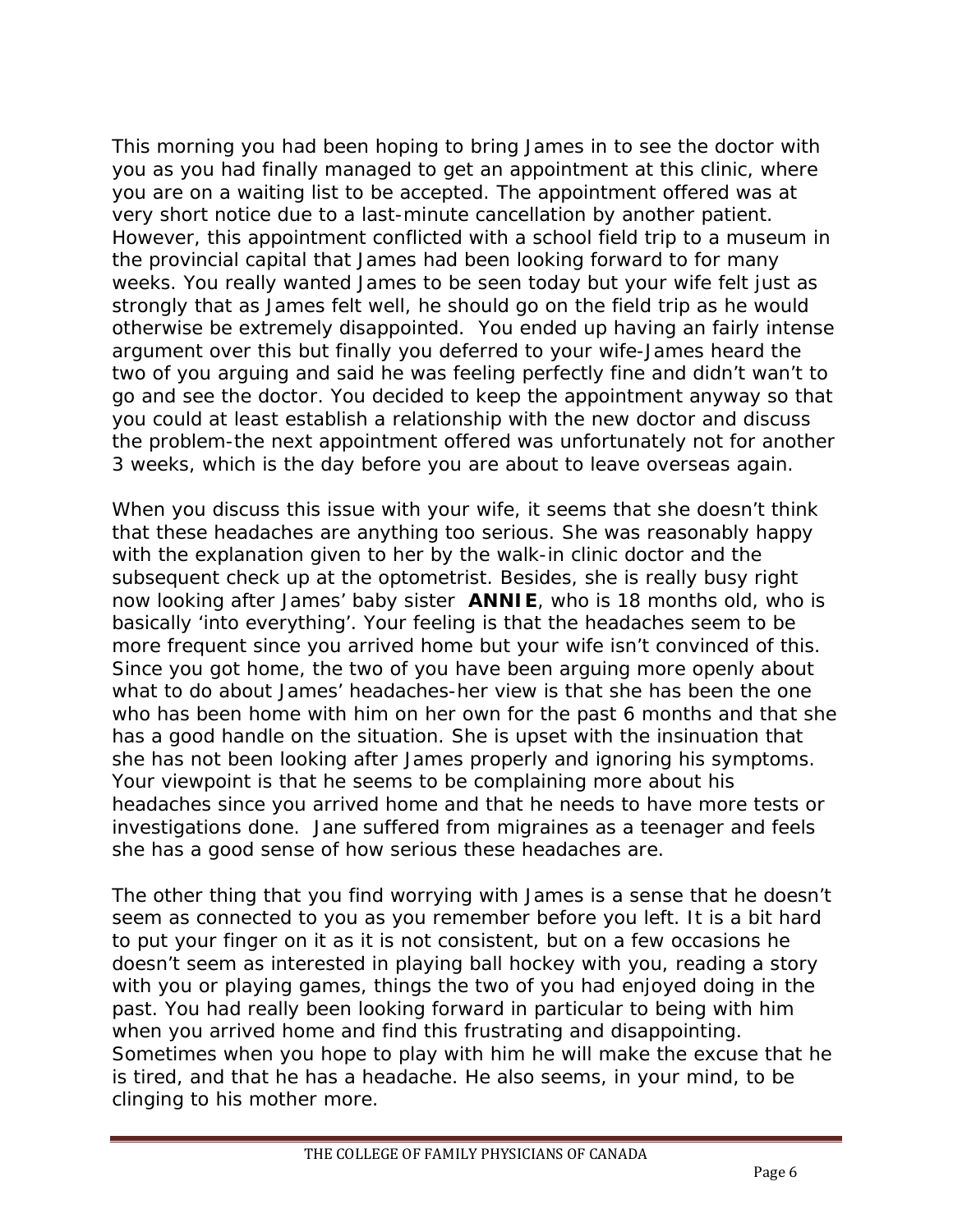This morning you had been hoping to bring James in to see the doctor with you as you had finally managed to get an appointment at this clinic, where you are on a waiting list to be accepted. The appointment offered was at very short notice due to a last-minute cancellation by another patient. However, this appointment conflicted with a school field trip to a museum in the provincial capital that James had been looking forward to for many weeks. You really wanted James to be seen today but your wife felt just as strongly that as James felt well, he should go on the field trip as he would otherwise be extremely disappointed. You ended up having an fairly intense argument over this but finally you deferred to your wife-James heard the two of you arguing and said he was feeling perfectly fine and didn't wan't to go and see the doctor. You decided to keep the appointment anyway so that you could at least establish a relationship with the new doctor and discuss the problem-the next appointment offered was unfortunately not for another 3 weeks, which is the day before you are about to leave overseas again.

When you discuss this issue with your wife, it seems that she doesn't think that these headaches are anything too serious. She was reasonably happy with the explanation given to her by the walk-in clinic doctor and the subsequent check up at the optometrist. Besides, she is really busy right now looking after James' baby sister **ANNIE**, who is 18 months old, who is basically 'into everything'. Your feeling is that the headaches seem to be more frequent since you arrived home but your wife isn't convinced of this. Since you got home, the two of you have been arguing more openly about what to do about James' headaches-her view is that she has been the one who has been home with him on her own for the past 6 months and that she has a good handle on the situation. She is upset with the insinuation that she has not been looking after James properly and ignoring his symptoms. Your viewpoint is that he seems to be complaining more about his headaches since you arrived home and that he needs to have more tests or investigations done. Jane suffered from migraines as a teenager and feels she has a good sense of how serious these headaches are.

The other thing that you find worrying with James is a sense that he doesn't seem as connected to you as you remember before you left. It is a bit hard to put your finger on it as it is not consistent, but on a few occasions he doesn't seem as interested in playing ball hockey with you, reading a story with you or playing games, things the two of you had enjoyed doing in the past. You had really been looking forward in particular to being with him when you arrived home and find this frustrating and disappointing. Sometimes when you hope to play with him he will make the excuse that he is tired, and that he has a headache. He also seems, in your mind, to be clinging to his mother more.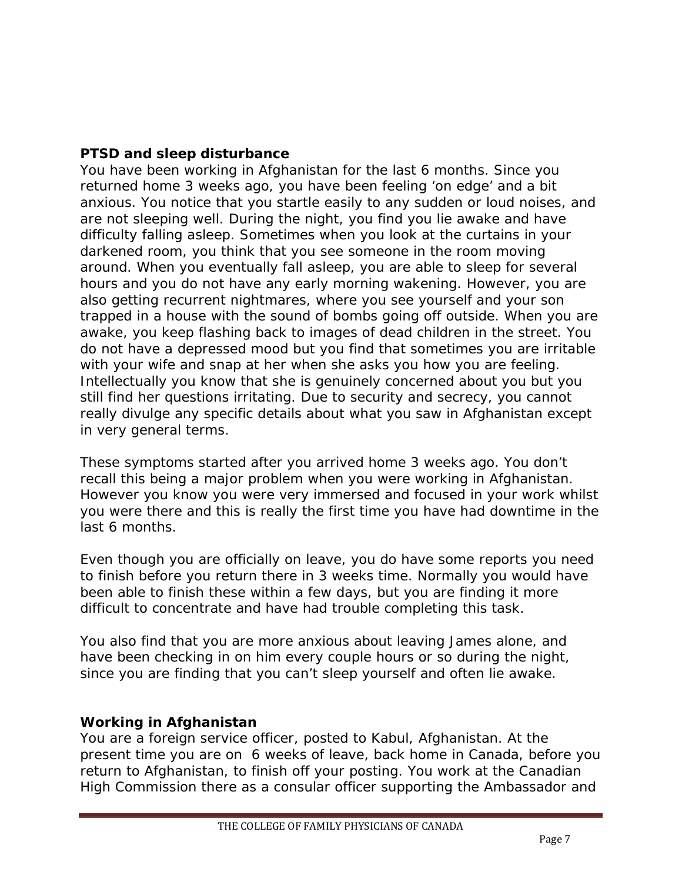**PTSD and sleep disturbance**

You have been working in Afghanistan for the last 6 months. Since you returned home 3 weeks ago, you have been feeling 'on edge' and a bit anxious. You notice that you startle easily to any sudden or loud noises, and are not sleeping well. During the night, you find you lie awake and have difficulty falling asleep. Sometimes when you look at the curtains in your darkened room, you think that you see someone in the room moving around. When you eventually fall asleep, you are able to sleep for several hours and you do not have any early morning wakening. However, you are also getting recurrent nightmares, where you see yourself and your son trapped in a house with the sound of bombs going off outside. When you are awake, you keep flashing back to images of dead children in the street. You do not have a depressed mood but you find that sometimes you are irritable with your wife and snap at her when she asks you how you are feeling. Intellectually you know that she is genuinely concerned about you but you still find her questions irritating. Due to security and secrecy, you cannot really divulge any specific details about what you saw in Afghanistan except in very general terms.

These symptoms started after you arrived home 3 weeks ago. You don't recall this being a major problem when you were working in Afghanistan. However you know you were very immersed and focused in your work whilst you were there and this is really the first time you have had downtime in the last 6 months.

Even though you are officially on leave, you do have some reports you need to finish before you return there in 3 weeks time. Normally you would have been able to finish these within a few days, but you are finding it more difficult to concentrate and have had trouble completing this task.

You also find that you are more anxious about leaving James alone, and have been checking in on him every couple hours or so during the night, since you are finding that you can't sleep yourself and often lie awake.

**Working in Afghanistan**

You are a foreign service officer, posted to Kabul, Afghanistan. At the present time you are on 6 weeks of leave, back home in Canada, before you return to Afghanistan, to finish off your posting. You work at the Canadian High Commission there as a consular officer supporting the Ambassador and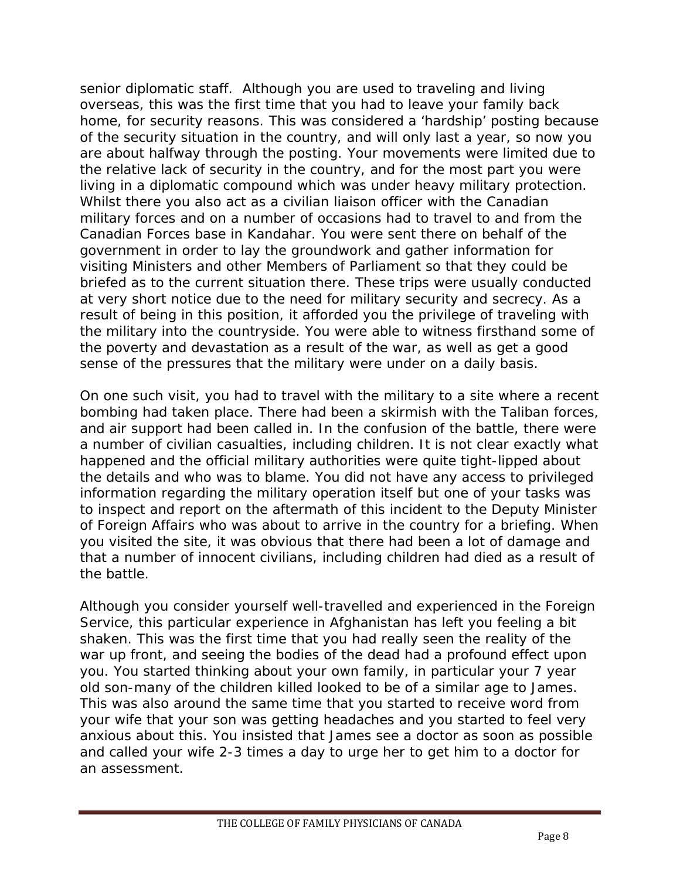senior diplomatic staff. Although you are used to traveling and living overseas, this was the first time that you had to leave your family back home, for security reasons. This was considered a 'hardship' posting because of the security situation in the country, and will only last a year, so now you are about halfway through the posting. Your movements were limited due to the relative lack of security in the country, and for the most part you were living in a diplomatic compound which was under heavy military protection. Whilst there you also act as a civilian liaison officer with the Canadian military forces and on a number of occasions had to travel to and from the Canadian Forces base in Kandahar. You were sent there on behalf of the government in order to lay the groundwork and gather information for visiting Ministers and other Members of Parliament so that they could be briefed as to the current situation there. These trips were usually conducted at very short notice due to the need for military security and secrecy. As a result of being in this position, it afforded you the privilege of traveling with the military into the countryside. You were able to witness firsthand some of the poverty and devastation as a result of the war, as well as get a good sense of the pressures that the military were under on a daily basis.

On one such visit, you had to travel with the military to a site where a recent bombing had taken place. There had been a skirmish with the Taliban forces, and air support had been called in. In the confusion of the battle, there were a number of civilian casualties, including children. It is not clear exactly what happened and the official military authorities were quite tight-lipped about the details and who was to blame. You did not have any access to privileged information regarding the military operation itself but one of your tasks was to inspect and report on the aftermath of this incident to the Deputy Minister of Foreign Affairs who was about to arrive in the country for a briefing. When you visited the site, it was obvious that there had been a lot of damage and that a number of innocent civilians, including children had died as a result of the battle.

Although you consider yourself well-travelled and experienced in the Foreign Service, this particular experience in Afghanistan has left you feeling a bit shaken. This was the first time that you had really seen the reality of the war up front, and seeing the bodies of the dead had a profound effect upon you. You started thinking about your own family, in particular your 7 year old son-many of the children killed looked to be of a similar age to James. This was also around the same time that you started to receive word from your wife that your son was getting headaches and you started to feel very anxious about this. You insisted that James see a doctor as soon as possible and called your wife 2-3 times a day to urge her to get him to a doctor for an assessment.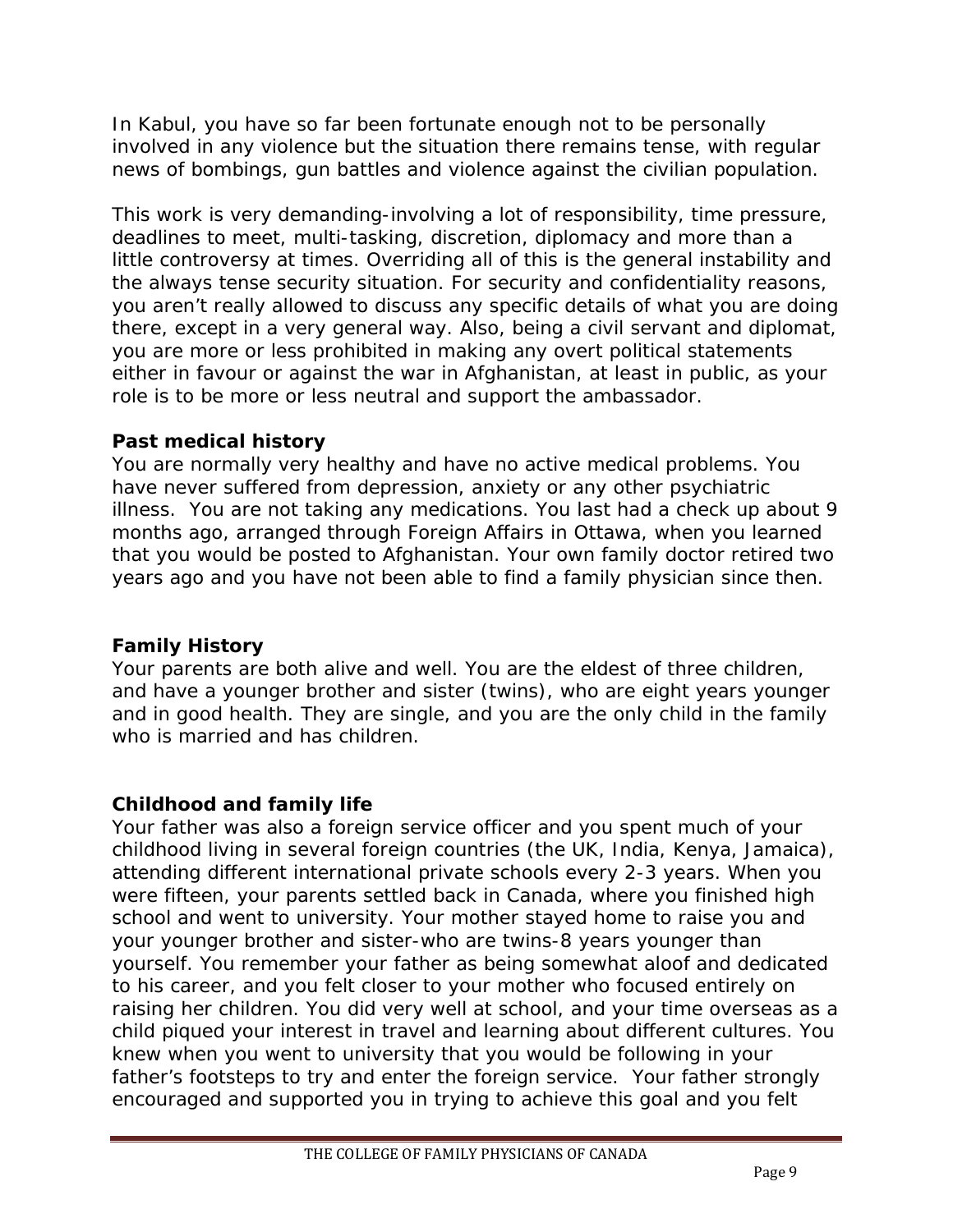In Kabul, you have so far been fortunate enough not to be personally involved in any violence but the situation there remains tense, with regular news of bombings, gun battles and violence against the civilian population.

This work is very demanding-involving a lot of responsibility, time pressure, deadlines to meet, multi-tasking, discretion, diplomacy and more than a little controversy at times. Overriding all of this is the general instability and the always tense security situation. For security and confidentiality reasons, you aren't really allowed to discuss any specific details of what you are doing there, except in a very general way. Also, being a civil servant and diplomat, you are more or less prohibited in making any overt political statements either in favour or against the war in Afghanistan, at least in public, as your role is to be more or less neutral and support the ambassador.

**Past medical history**

You are normally very healthy and have no active medical problems. You have never suffered from depression, anxiety or any other psychiatric illness. You are not taking any medications. You last had a check up about 9 months ago, arranged through Foreign Affairs in Ottawa, when you learned that you would be posted to Afghanistan. Your own family doctor retired two years ago and you have not been able to find a family physician since then.

**Family History**

Your parents are both alive and well. You are the eldest of three children, and have a younger brother and sister (twins), who are eight years younger and in good health. They are single, and you are the only child in the family who is married and has children.

**Childhood and family life**

Your father was also a foreign service officer and you spent much of your childhood living in several foreign countries (the UK, India, Kenya, Jamaica), attending different international private schools every 2-3 years. When you were fifteen, your parents settled back in Canada, where you finished high school and went to university. Your mother stayed home to raise you and your younger brother and sister-who are twins-8 years younger than yourself. You remember your father as being somewhat aloof and dedicated to his career, and you felt closer to your mother who focused entirely on raising her children. You did very well at school, and your time overseas as a child piqued your interest in travel and learning about different cultures. You knew when you went to university that you would be following in your father's footsteps to try and enter the foreign service. Your father strongly encouraged and supported you in trying to achieve this goal and you felt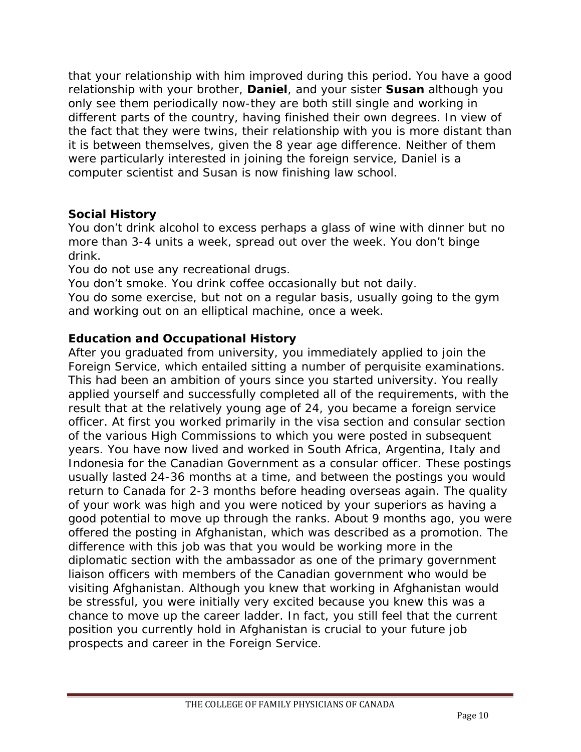that your relationship with him improved during this period. You have a good relationship with your brother, **Daniel**, and your sister **Susan** although you only see them periodically now-they are both still single and working in different parts of the country, having finished their own degrees. In view of the fact that they were twins, their relationship with you is more distant than it is between themselves, given the 8 year age difference. Neither of them were particularly interested in joining the foreign service, Daniel is a computer scientist and Susan is now finishing law school.

### Social History

You don't drink alcohol to excess perhaps a glass of wine with dinner but no more than 3-4 units a week, spread out over the week. You don't binge drink.

You do not use any recreational drugs.

You don't smoke. You drink coffee occasionally but not daily.

You do some exercise, but not on a regular basis, usually going to the gym and working out on an elliptical machine, once a week.

### Education and Occupational History

After you graduated from university, you immediately applied to join the Foreign Service, which entailed sitting a number of perquisite examinations. This had been an ambition of yours since you started university. You really applied yourself and successfully completed all of the requirements, with the result that at the relatively young age of 24, you became a foreign service officer. At first you worked primarily in the visa section and consular section of the various High Commissions to which you were posted in subsequent years. You have now lived and worked in South Africa, Argentina, Italy and Indonesia for the Canadian Government as a consular officer. These postings usually lasted 24-36 months at a time, and between the postings you would return to Canada for 2-3 months before heading overseas again. The quality of your work was high and you were noticed by your superiors as having a good potential to move up through the ranks. About 9 months ago, you were offered the posting in Afghanistan, which was described as a promotion. The difference with this job was that you would be working more in the diplomatic section with the ambassador as one of the primary government liaison officers with members of the Canadian government who would be visiting Afghanistan. Although you knew that working in Afghanistan would be stressful, you were initially very excited because you knew this was a chance to move up the career ladder. In fact, you still feel that the current position you currently hold in Afghanistan is crucial to your future job prospects and career in the Foreign Service.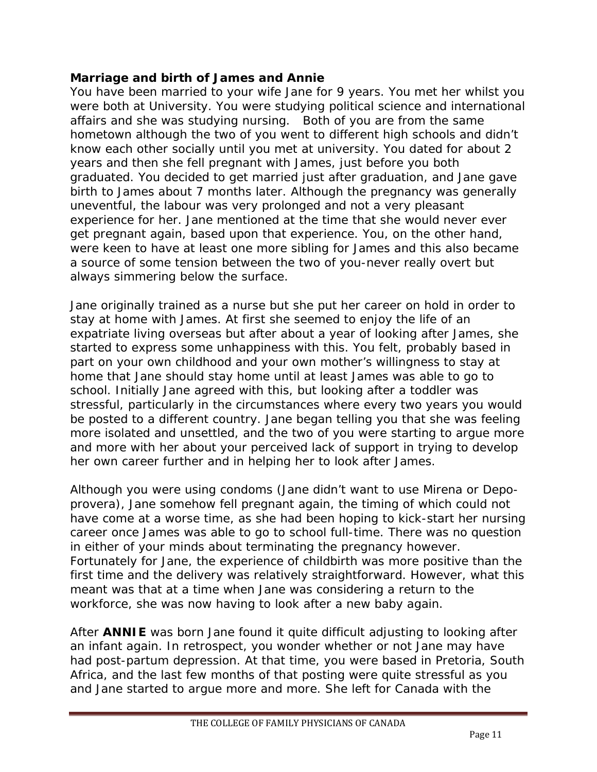### Marriage and birth of James and Annie

You have been married to your wife Jane for 9 years. You met her whilst you were both at University. You were studying political science and international affairs and she was studying nursing. Both of you are from the same hometown although the two of you went to different high schools and didn't know each other socially until you met at university. You dated for about 2 years and then she fell pregnant with James, just before you both graduated. You decided to get married just after graduation, and Jane gave birth to James about 7 months later. Although the pregnancy was generally uneventful, the labour was very prolonged and not a very pleasant experience for her. Jane mentioned at the time that she would never ever get pregnant again, based upon that experience. You, on the other hand, were keen to have at least one more sibling for James and this also became a source of some tension between the two of you-never really overt but always simmering below the surface.

Jane originally trained as a nurse but she put her career on hold in order to stay at home with James. At first she seemed to enjoy the life of an expatriate living overseas but after about a year of looking after James, she started to express some unhappiness with this. You felt, probably based in part on your own childhood and your own mother's willingness to stay at home that Jane should stay home until at least James was able to go to school. Initially Jane agreed with this, but looking after a toddler was stressful, particularly in the circumstances where every two years you would be posted to a different country. Jane began telling you that she was feeling more isolated and unsettled, and the two of you were starting to argue more and more with her about your perceived lack of support in trying to develop her own career further and in helping her to look after James.

Although you were using condoms (Jane didn't want to use Mirena or Depo-provera), Jane somehow fell pregnant again, the timing of which could not have come at a worse time, as she had been hoping to kick-start her nursing career once James was able to go to school full-time. There was no question in either of your minds about terminating the pregnancy however. Fortunately for Jane, the experience of childbirth was more positive than the first time and the delivery was relatively straightforward. However, what this meant was that at a time when Jane was considering a return to the workforce, she was now having to look after a new baby again.

After **ANNIE** was born Jane found it quite difficult adjusting to looking after an infant again. In retrospect, you wonder whether or not Jane may have had post-partum depression. At that time, you were based in Pretoria, South Africa, and the last few months of that posting were quite stressful as you and Jane started to argue more and more. She left for Canada with the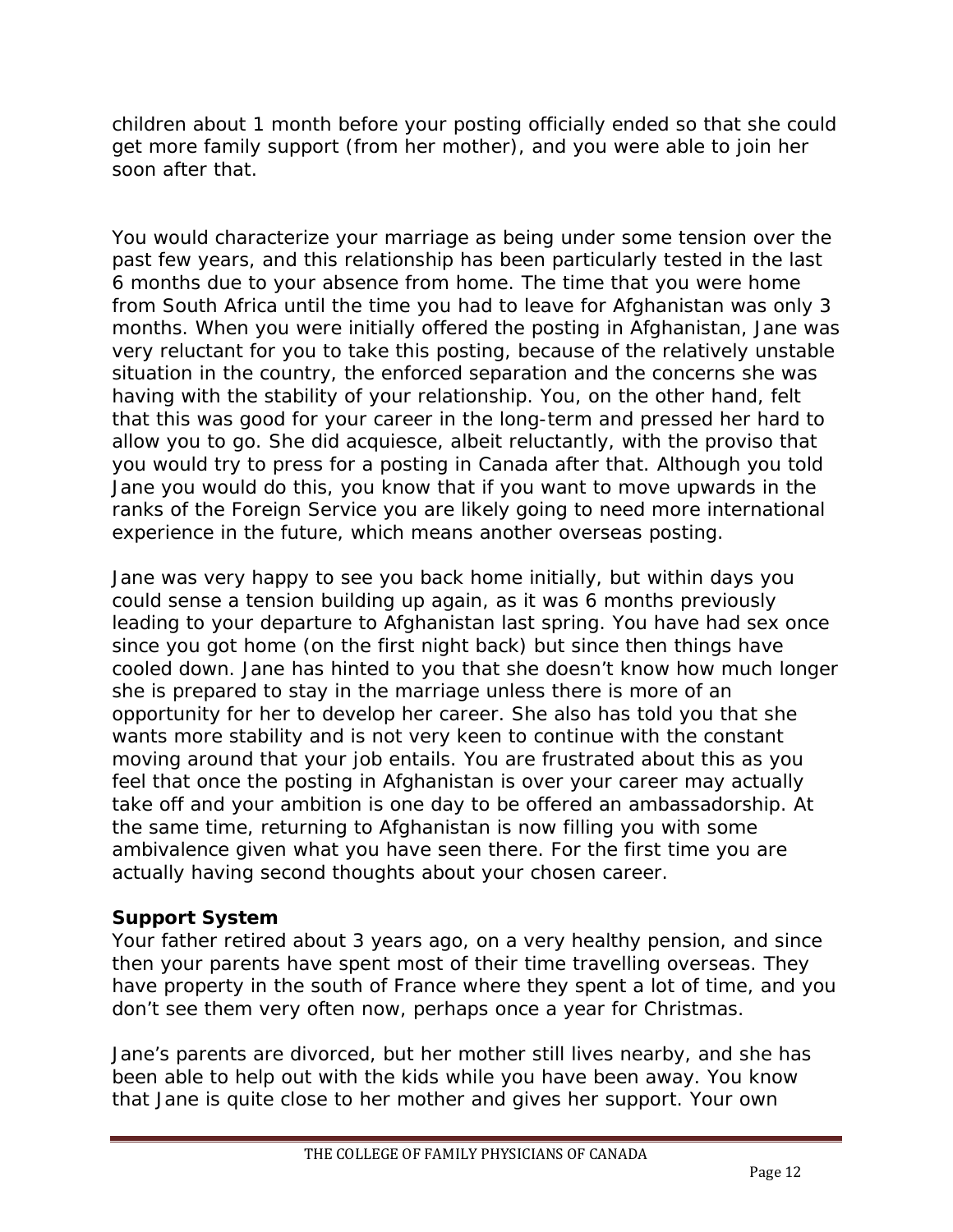children about 1 month before your posting officially ended so that she could get more family support (from her mother), and you were able to join her soon after that.

You would characterize your marriage as being under some tension over the past few years, and this relationship has been particularly tested in the last 6 months due to your absence from home. The time that you were home from South Africa until the time you had to leave for Afghanistan was only 3 months. When you were initially offered the posting in Afghanistan, Jane was very reluctant for you to take this posting, because of the relatively unstable situation in the country, the enforced separation and the concerns she was having with the stability of your relationship. You, on the other hand, felt that this was good for your career in the long-term and pressed her hard to allow you to go. She did acquiesce, albeit reluctantly, with the proviso that you would try to press for a posting in Canada after that. Although you told Jane you would do this, you know that if you want to move upwards in the ranks of the Foreign Service you are likely going to need more international experience in the future, which means another overseas posting.

Jane was very happy to see you back home initially, but within days you could sense a tension building up again, as it was 6 months previously leading to your departure to Afghanistan last spring. You have had sex once since you got home (on the first night back) but since then things have cooled down. Jane has hinted to you that she doesn't know how much longer she is prepared to stay in the marriage unless there is more of an opportunity for her to develop her career. She also has told you that she wants more stability and is not very keen to continue with the constant moving around that your job entails. You are frustrated about this as you feel that once the posting in Afghanistan is over your career may actually take off and your ambition is one day to be offered an ambassadorship. At the same time, returning to Afghanistan is now filling you with some ambivalence given what you have seen there. For the first time you are actually having second thoughts about your chosen career.

**Support System**

Your father retired about 3 years ago, on a very healthy pension, and since then your parents have spent most of their time travelling overseas. They have property in the south of France where they spent a lot of time, and you don't see them very often now, perhaps once a year for Christmas.

Jane's parents are divorced, but her mother still lives nearby, and she has been able to help out with the kids while you have been away. You know that Jane is quite close to her mother and gives her support. Your own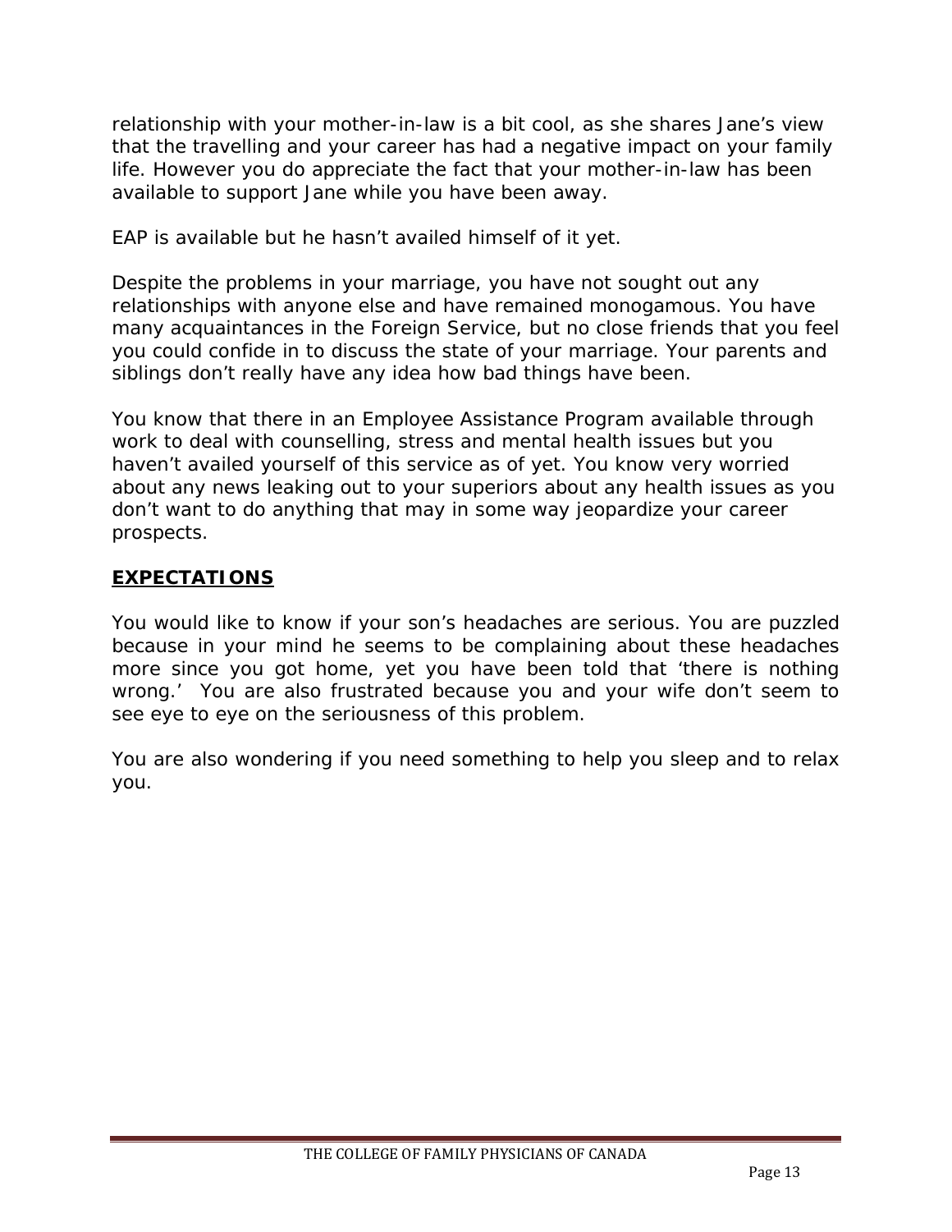relationship with your mother-in-law is a bit cool, as she shares Jane's view that the travelling and your career has had a negative impact on your family life. However you do appreciate the fact that your mother-in-law has been available to support Jane while you have been away.

EAP is available but he hasn't availed himself of it yet.

Despite the problems in your marriage, you have not sought out any relationships with anyone else and have remained monogamous. You have many acquaintances in the Foreign Service, but no close friends that you feel you could confide in to discuss the state of your marriage. Your parents and siblings don't really have any idea how bad things have been.

You know that there in an Employee Assistance Program available through work to deal with counselling, stress and mental health issues but you haven't availed yourself of this service as of yet. You know very worried about any news leaking out to your superiors about any health issues as you don't want to do anything that may in some way jeopardize your career prospects.

## EXPECTATIONS

You would like to know if your son's headaches are serious. You are puzzled because in your mind he seems to be complaining about these headaches more since you got home, yet you have been told that 'there is nothing wrong.' You are also frustrated because you and your wife don't seem to see eye to eye on the seriousness of this problem.

You are also wondering if you need something to help you sleep and to relax you.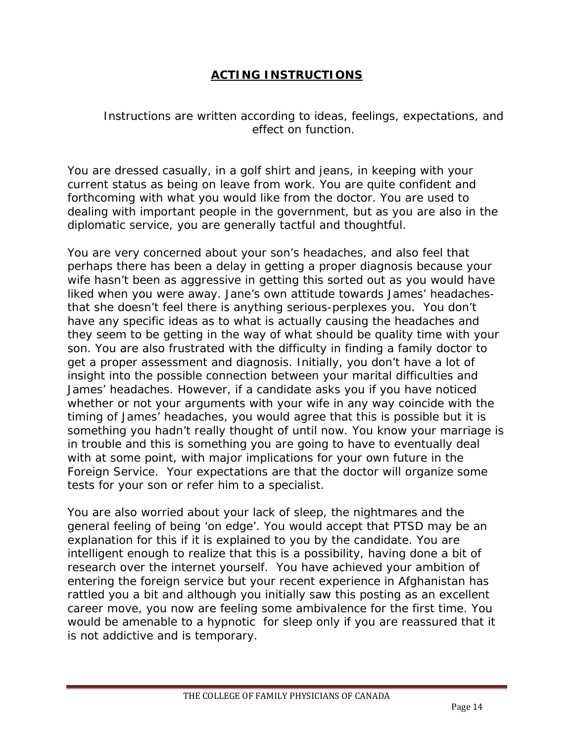## ACTING INSTRUCTIONS

Instructions are written according to ideas, feelings, expectations, and effect on function.

You are dressed casually, in a golf shirt and jeans, in keeping with your current status as being on leave from work. You are quite confident and forthcoming with what you would like from the doctor. You are used to dealing with important people in the government, but as you are also in the diplomatic service, you are generally tactful and thoughtful.

You are very concerned about your son's headaches, and also feel that perhaps there has been a delay in getting a proper diagnosis because your wife hasn't been as aggressive in getting this sorted out as you would have liked when you were away. Jane's own attitude towards James' headaches-that she doesn't feel there is anything serious-perplexes you. You don't have any specific ideas as to what is actually causing the headaches and they seem to be getting in the way of what should be quality time with your son. You are also frustrated with the difficulty in finding a family doctor to get a proper assessment and diagnosis. Initially, you don't have a lot of insight into the possible connection between your marital difficulties and James' headaches. However, if a candidate asks you if you have noticed whether or not your arguments with your wife in any way coincide with the timing of James' headaches, you would agree that this is possible but it is something you hadn't really thought of until now. You know your marriage is in trouble and this is something you are going to have to eventually deal with at some point, with major implications for your own future in the Foreign Service. Your expectations are that the doctor will organize some tests for your son or refer him to a specialist.

You are also worried about your lack of sleep, the nightmares and the general feeling of being 'on edge'. You would accept that PTSD may be an explanation for this if it is explained to you by the candidate. You are intelligent enough to realize that this is a possibility, having done a bit of research over the internet yourself. You have achieved your ambition of entering the foreign service but your recent experience in Afghanistan has rattled you a bit and although you initially saw this posting as an excellent career move, you now are feeling some ambivalence for the first time. You would be amenable to a hypnotic for sleep only if you are reassured that it is not addictive and is temporary.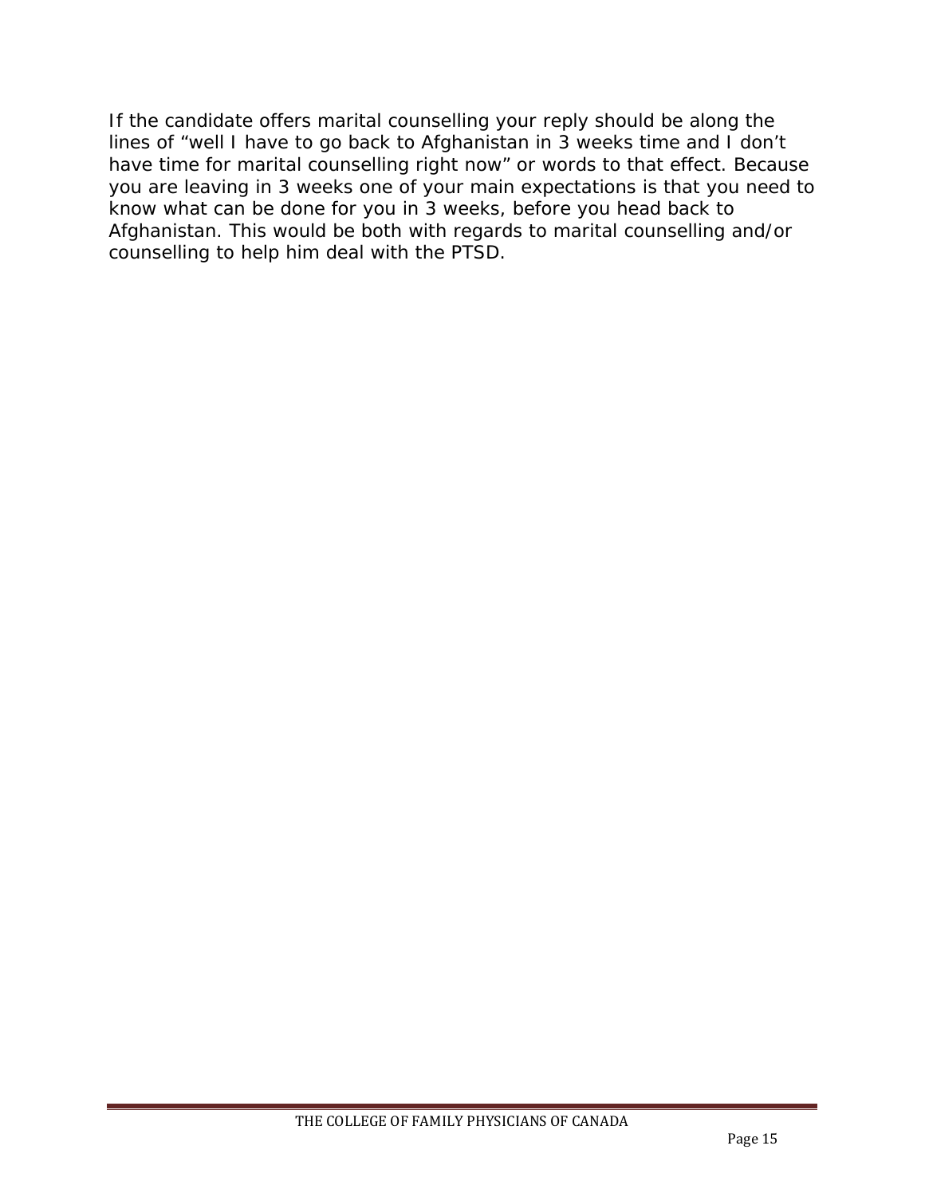If the candidate offers marital counselling your reply should be along the lines of "well I have to go back to Afghanistan in 3 weeks time and I don't have time for marital counselling right now" or words to that effect. Because you are leaving in 3 weeks one of your main expectations is that you need to know what can be done for you in 3 weeks, before you head back to Afghanistan. This would be both with regards to marital counselling and/or counselling to help him deal with the PTSD.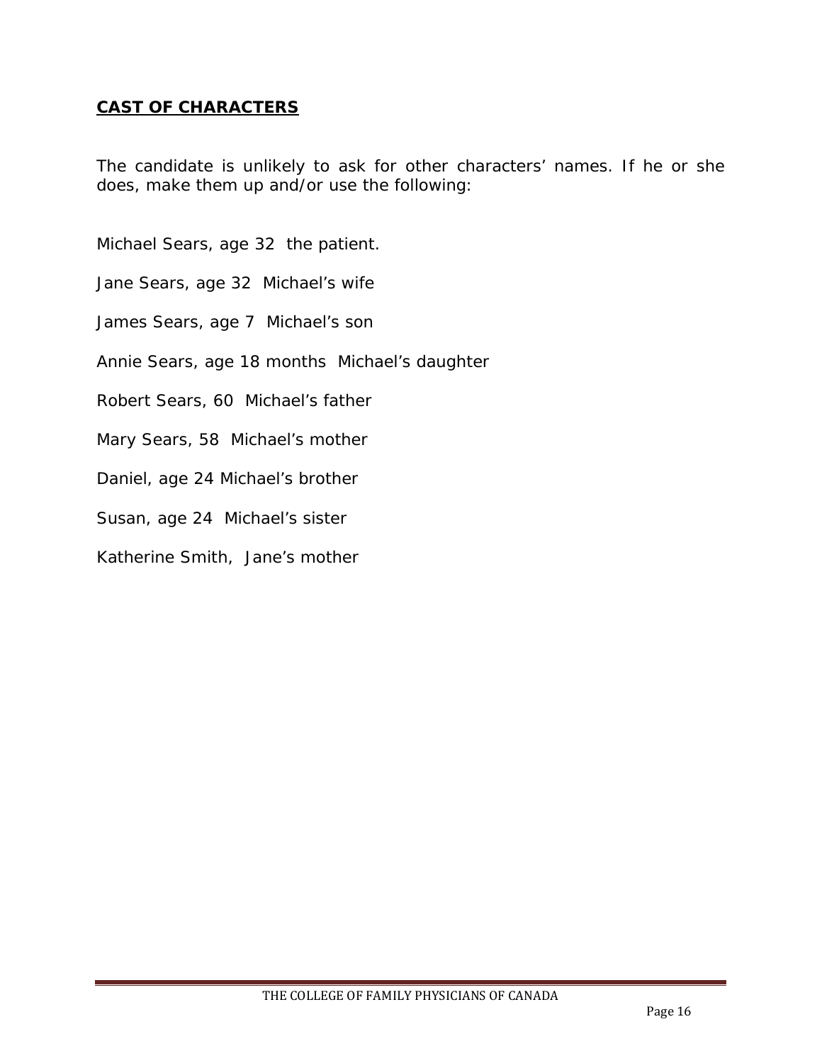## **CAST OF CHARACTERS**

The candidate is unlikely to ask for other characters' names. If he or she does, make them up and/or use the following:

Michael Sears, age 32  the patient.

Jane Sears, age 32  Michael's wife

James Sears, age 7  Michael's son

Annie Sears, age 18 months  Michael's daughter

Robert Sears, 60  Michael's father

Mary Sears, 58  Michael's mother

Daniel, age 24 Michael's brother

Susan, age 24  Michael's sister

Katherine Smith,  Jane's mother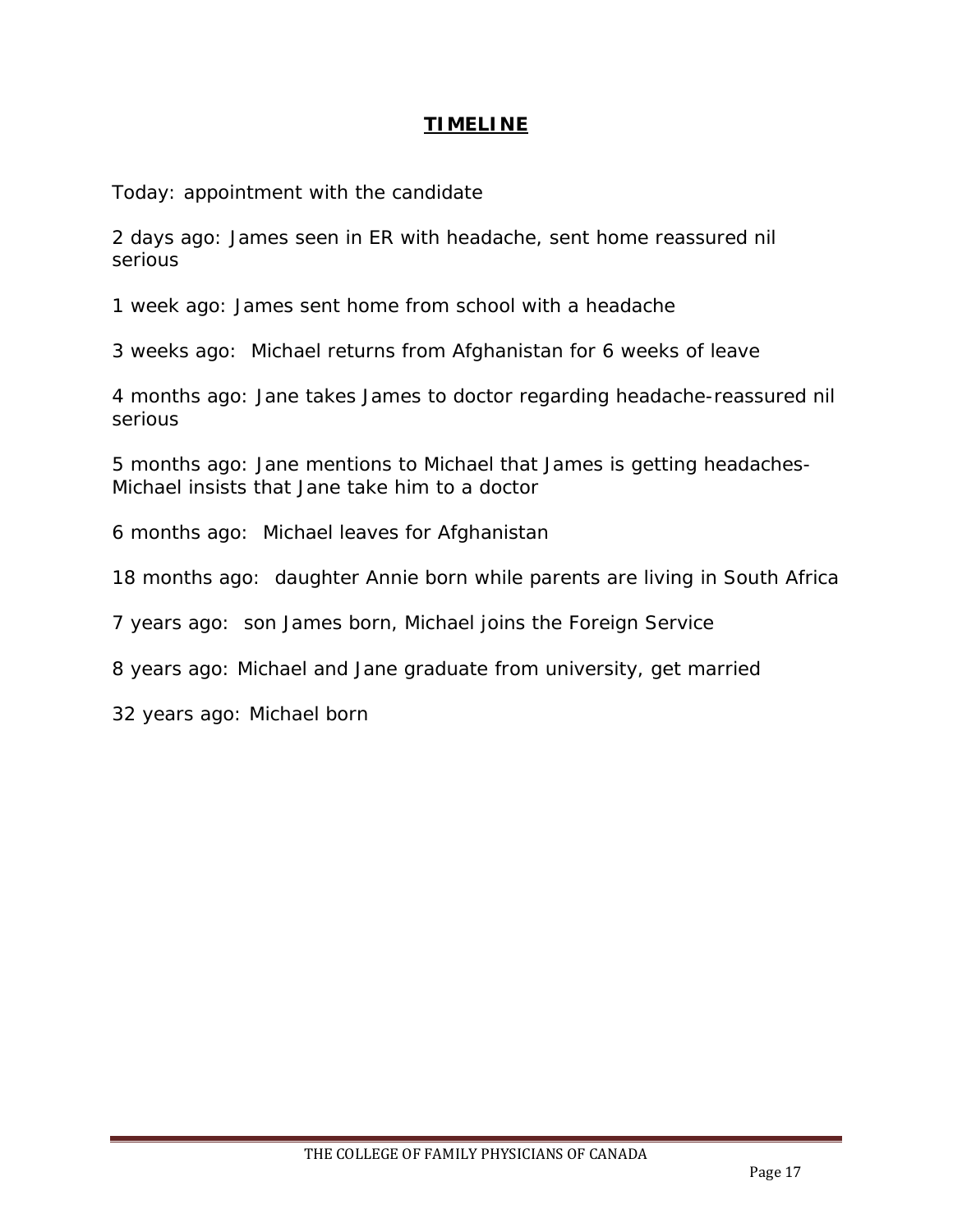## TIMELINE

Today: appointment with the candidate

2 days ago: James seen in ER with headache, sent home reassured nil serious

1 week ago: James sent home from school with a headache

3 weeks ago:  Michael returns from Afghanistan for 6 weeks of leave

4 months ago: Jane takes James to doctor regarding headache-reassured nil serious

5 months ago: Jane mentions to Michael that James is getting headaches-Michael insists that Jane take him to a doctor

6 months ago:  Michael leaves for Afghanistan

18 months ago:  daughter Annie born while parents are living in South Africa

7 years ago:  son James born, Michael joins the Foreign Service

8 years ago: Michael and Jane graduate from university, get married

32 years ago: Michael born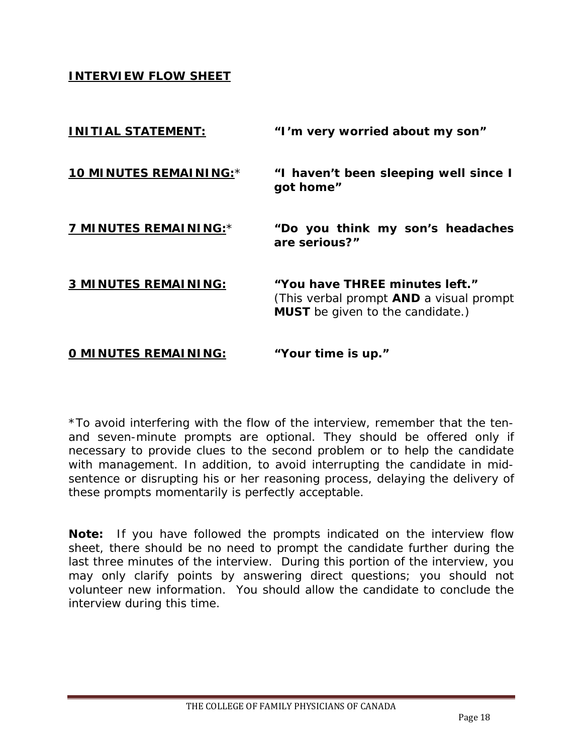## INTERVIEW FLOW SHEET

| | |
|---|---|
| **INITIAL STATEMENT:** | **"I'm very worried about my son"** |
| **10 MINUTES REMAINING:*** | **"I haven't been sleeping well since I got home"** |
| **7 MINUTES REMAINING:*** | **"Do you think my son's headaches are serious?"** |
| **3 MINUTES REMAINING:** | **"You have THREE minutes left."** (This verbal prompt **AND** a visual prompt **MUST** be given to the candidate.) |
| **0 MINUTES REMAINING:** | **"Your time is up."** |

*To avoid interfering with the flow of the interview, remember that the ten- and seven-minute prompts are optional. They should be offered only if necessary to provide clues to the second problem or to help the candidate with management. In addition, to avoid interrupting the candidate in mid-sentence or disrupting his or her reasoning process, delaying the delivery of these prompts momentarily is perfectly acceptable.

**Note:** If you have followed the prompts indicated on the interview flow sheet, there should be no need to prompt the candidate further during the last three minutes of the interview. During this portion of the interview, you may only clarify points by answering direct questions; you should not volunteer new information. You should allow the candidate to conclude the interview during this time.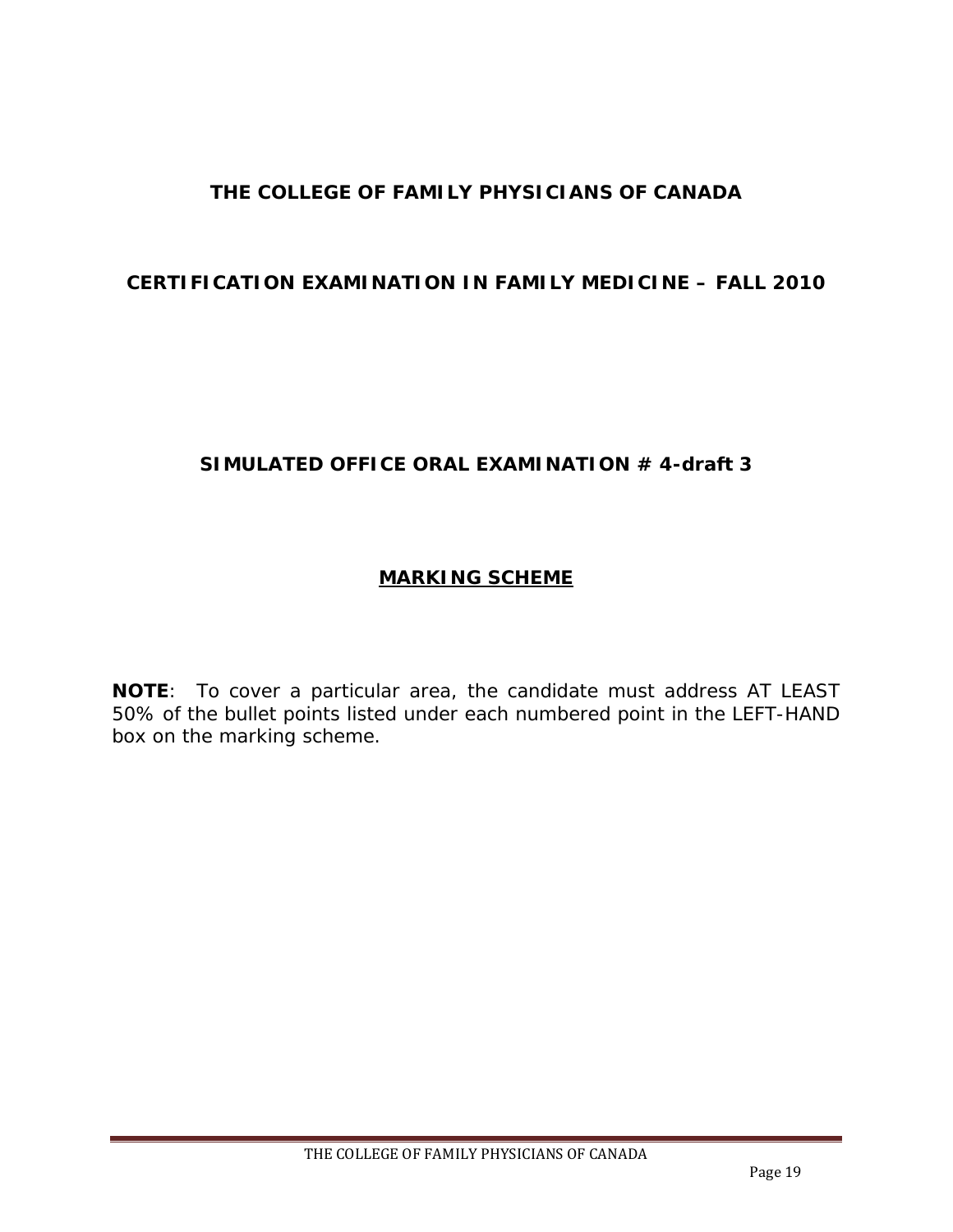**THE COLLEGE OF FAMILY PHYSICIANS OF CANADA**

**CERTIFICATION EXAMINATION IN FAMILY MEDICINE – FALL 2010**

**SIMULATED OFFICE ORAL EXAMINATION # 4-draft 3**

## MARKING SCHEME

**NOTE**: To cover a particular area, the candidate must address AT LEAST 50% of the bullet points listed under each numbered point in the LEFT-HAND box on the marking scheme.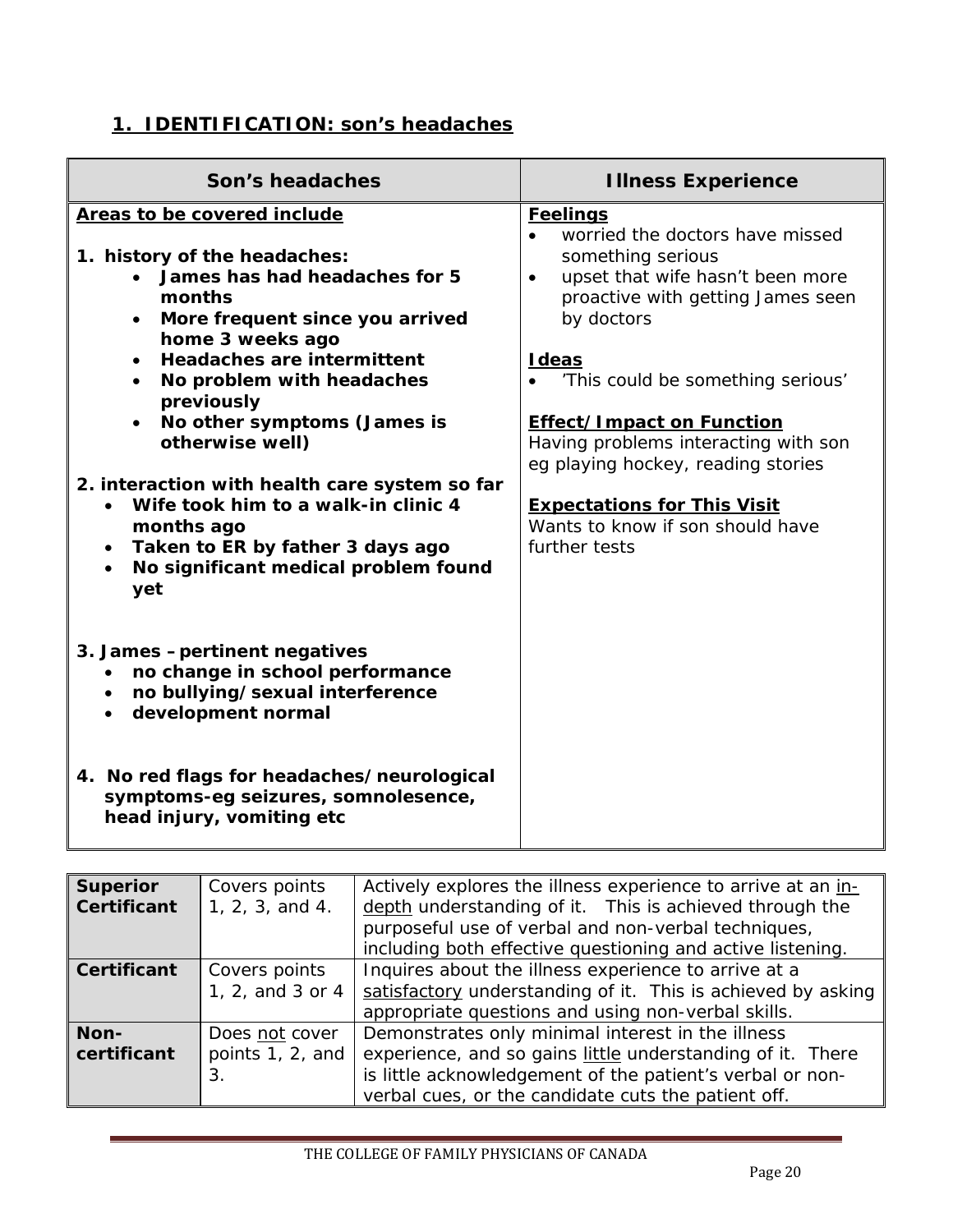## 1. IDENTIFICATION: son's headaches

| Son's headaches | Illness Experience |
|---|---|
| **Areas to be covered include**<br><br>**1. history of the headaches:**<br>• **James has had headaches for 5 months**<br>• **More frequent since you arrived home 3 weeks ago**<br>• **Headaches are intermittent**<br>• **No problem with headaches previously**<br>• **No other symptoms (James is otherwise well)**<br><br>**2. interaction with health care system so far**<br>• **Wife took him to a walk-in clinic 4 months ago**<br>• **Taken to ER by father 3 days ago**<br>• **No significant medical problem found yet**<br><br>**3. James – pertinent negatives**<br>• **no change in school performance**<br>• **no bullying/sexual interference**<br>• **development normal**<br><br>**4. No red flags for headaches/neurological symptoms-eg seizures, somnolesence, head injury, vomiting etc** | **Feelings**<br>• worried the doctors have missed something serious<br>• upset that wife hasn't been more proactive with getting James seen by doctors<br><br>**Ideas**<br>• 'This could be something serious'<br><br>**Effect/Impact on Function**<br>Having problems interacting with son eg playing hockey, reading stories<br><br>**Expectations for This Visit**<br>Wants to know if son should have further tests |

| | | |
|---|---|---|
| **Superior Certificant** | Covers points 1, 2, 3, and 4. | Actively explores the illness experience to arrive at an in-depth understanding of it. This is achieved through the purposeful use of verbal and non-verbal techniques, including both effective questioning and active listening. |
| **Certificant** | Covers points 1, 2, and 3 or 4 | Inquires about the illness experience to arrive at a satisfactory understanding of it. This is achieved by asking appropriate questions and using non-verbal skills. |
| **Non-certificant** | Does not cover points 1, 2, and 3. | Demonstrates only minimal interest in the illness experience, and so gains little understanding of it. There is little acknowledgement of the patient's verbal or non-verbal cues, or the candidate cuts the patient off. |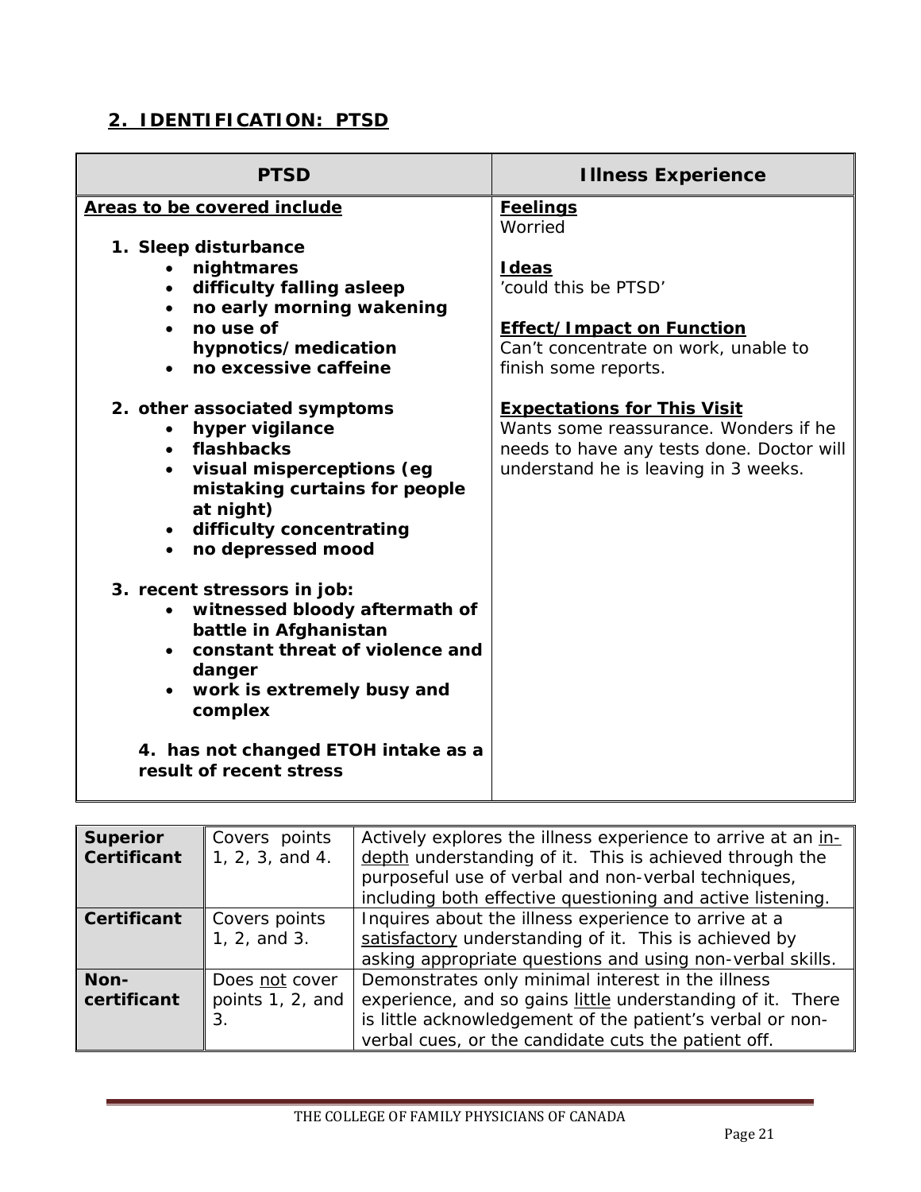## 2. IDENTIFICATION: PTSD

<table>
<tr>
<th>PTSD</th>
<th>Illness Experience</th>
</tr>
<tr>
<td>
<b><u>Areas to be covered include</u></b><br><br>
<b>1. Sleep disturbance</b>
<ul>
<li><b>nightmares</b></li>
<li><b>difficulty falling asleep</b></li>
<li><b>no early morning wakening</b></li>
<li><b>no use of hypnotics/medication</b></li>
<li><b>no excessive caffeine</b></li>
</ul>
<b>2. other associated symptoms</b>
<ul>
<li><b>hyper vigilance</b></li>
<li><b>flashbacks</b></li>
<li><b>visual misperceptions (eg mistaking curtains for people at night)</b></li>
<li><b>difficulty concentrating</b></li>
<li><b>no depressed mood</b></li>
</ul>
<b>3. recent stressors in job:</b>
<ul>
<li><b>witnessed bloody aftermath of battle in Afghanistan</b></li>
<li><b>constant threat of violence and danger</b></li>
<li><b>work is extremely busy and complex</b></li>
</ul>
<b>4. has not changed ETOH intake as a result of recent stress</b>
</td>
<td>
<b><u>Feelings</u></b><br>
Worried<br><br>
<b><u>Ideas</u></b><br>
'could this be PTSD'<br><br>
<b><u>Effect/Impact on Function</u></b><br>
Can't concentrate on work, unable to finish some reports.<br><br>
<b><u>Expectations for This Visit</u></b><br>
Wants some reassurance. Wonders if he needs to have any tests done. Doctor will understand he is leaving in 3 weeks.
</td>
</tr>
</table>

| | | |
|---|---|---|
| **Superior Certificant** | Covers points 1, 2, 3, and 4. | Actively explores the illness experience to arrive at an <u>in-depth</u> understanding of it. This is achieved through the purposeful use of verbal and non-verbal techniques, including both effective questioning and active listening. |
| **Certificant** | Covers points 1, 2, and 3. | Inquires about the illness experience to arrive at a <u>satisfactory</u> understanding of it. This is achieved by asking appropriate questions and using non-verbal skills. |
| **Non-certificant** | Does <u>not</u> cover points 1, 2, and 3. | Demonstrates only minimal interest in the illness experience, and so gains <u>little</u> understanding of it. There is little acknowledgement of the patient's verbal or non-verbal cues, or the candidate cuts the patient off. |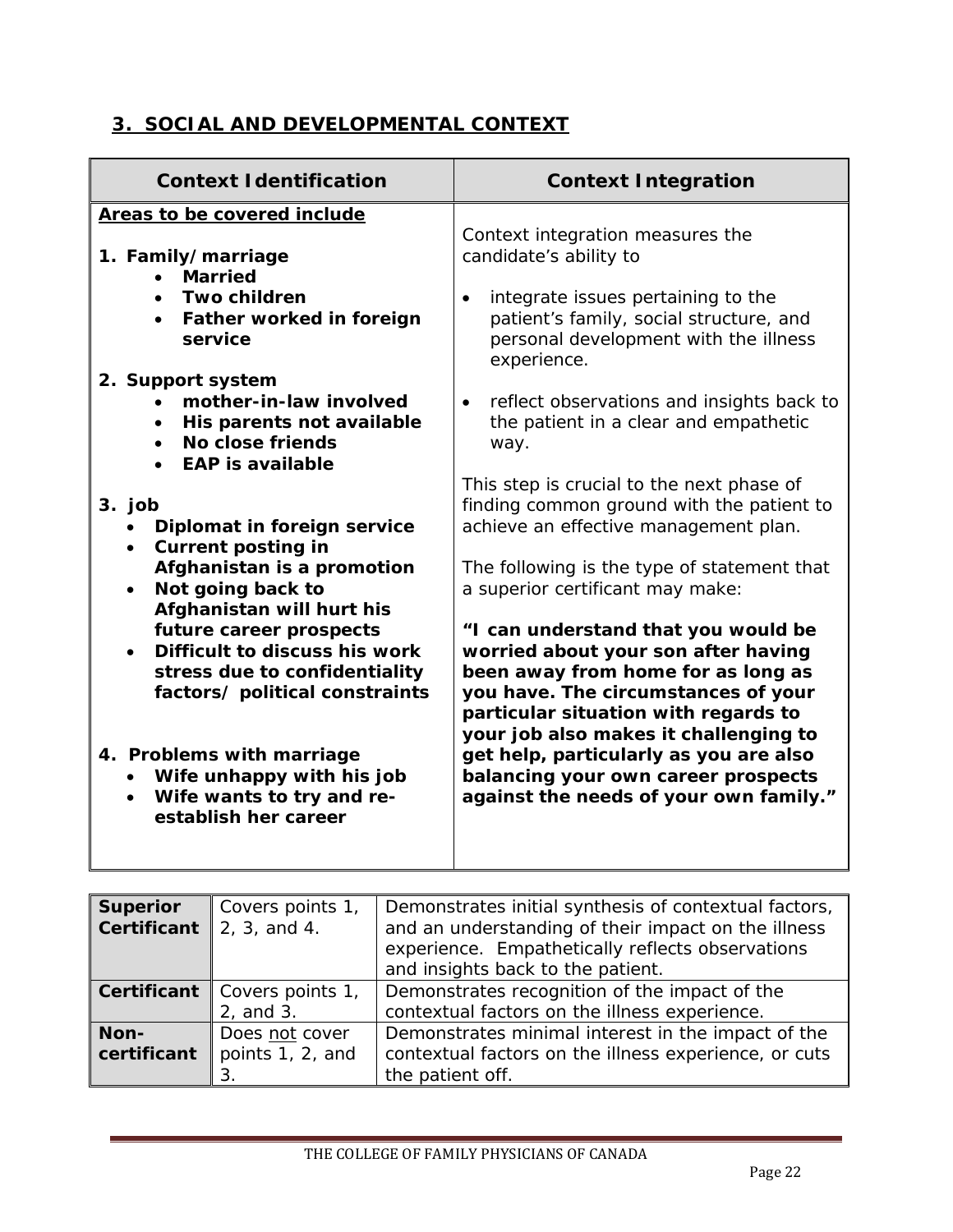## 3. SOCIAL AND DEVELOPMENTAL CONTEXT

| Context Identification | Context Integration |
|---|---|
| **Areas to be covered include**<br><br>**1. Family/marriage**<br>• **Married**<br>• **Two children**<br>• **Father worked in foreign service**<br><br>**2. Support system**<br>• **mother-in-law involved**<br>• **His parents not available**<br>• **No close friends**<br>• **EAP is available**<br><br>**3. job**<br>• **Diplomat in foreign service**<br>• **Current posting in Afghanistan is a promotion**<br>• **Not going back to Afghanistan will hurt his future career prospects**<br>• **Difficult to discuss his work stress due to confidentiality factors/ political constraints**<br><br>**4. Problems with marriage**<br>• **Wife unhappy with his job**<br>• **Wife wants to try and re-establish her career** | Context integration measures the candidate's ability to<br><br>• integrate issues pertaining to the patient's family, social structure, and personal development with the illness experience.<br><br>• reflect observations and insights back to the patient in a clear and empathetic way.<br><br>This step is crucial to the next phase of finding common ground with the patient to achieve an effective management plan.<br><br>The following is the type of statement that a superior certificant may make:<br><br>**"I can understand that you would be worried about your son after having been away from home for as long as you have. The circumstances of your particular situation with regards to your job also makes it challenging to get help, particularly as you are also balancing your own career prospects against the needs of your own family."** |

| | | |
|---|---|---|
| **Superior Certificant** | Covers points 1, 2, 3, and 4. | Demonstrates initial synthesis of contextual factors, and an understanding of their impact on the illness experience. Empathetically reflects observations and insights back to the patient. |
| **Certificant** | Covers points 1, 2, and 3. | Demonstrates recognition of the impact of the contextual factors on the illness experience. |
| **Non-certificant** | Does not cover points 1, 2, and 3. | Demonstrates minimal interest in the impact of the contextual factors on the illness experience, or cuts the patient off. |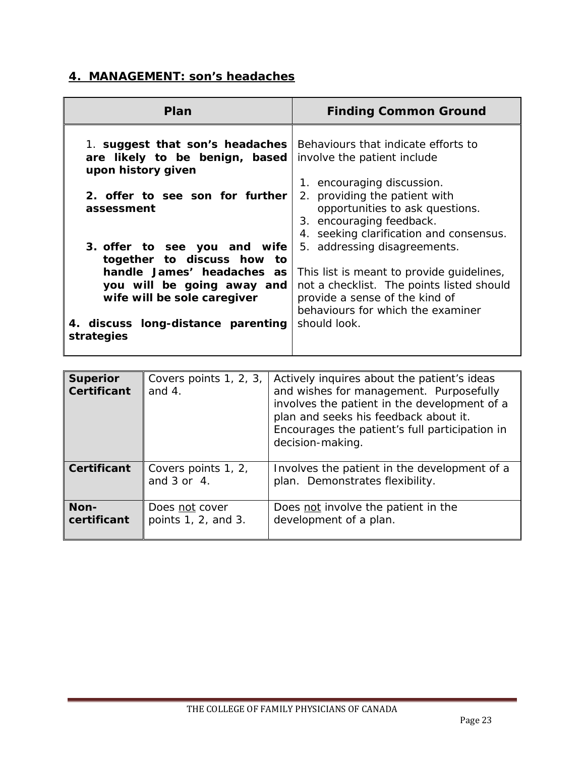## 4. MANAGEMENT: son's headaches

| Plan | Finding Common Ground |
|---|---|
| 1. **suggest that son's headaches are likely to be benign, based upon history given**<br><br>**2. offer to see son for further assessment**<br><br>**3. offer to see you and wife together to discuss how to handle James' headaches as you will be going away and wife will be sole caregiver**<br><br>**4. discuss long-distance parenting strategies** | Behaviours that indicate efforts to involve the patient include<br><br>1. encouraging discussion.<br>2. providing the patient with opportunities to ask questions.<br>3. encouraging feedback.<br>4. seeking clarification and consensus.<br>5. addressing disagreements.<br><br>This list is meant to provide guidelines, not a checklist. The points listed should provide a sense of the kind of behaviours for which the examiner should look. |

| | | |
|---|---|---|
| **Superior Certificant** | Covers points 1, 2, 3, and 4. | Actively inquires about the patient's ideas and wishes for management. Purposefully involves the patient in the development of a plan and seeks his feedback about it. Encourages the patient's full participation in decision-making. |
| **Certificant** | Covers points 1, 2, and 3 or 4. | Involves the patient in the development of a plan. Demonstrates flexibility. |
| **Non-certificant** | Does not cover points 1, 2, and 3. | Does not involve the patient in the development of a plan. |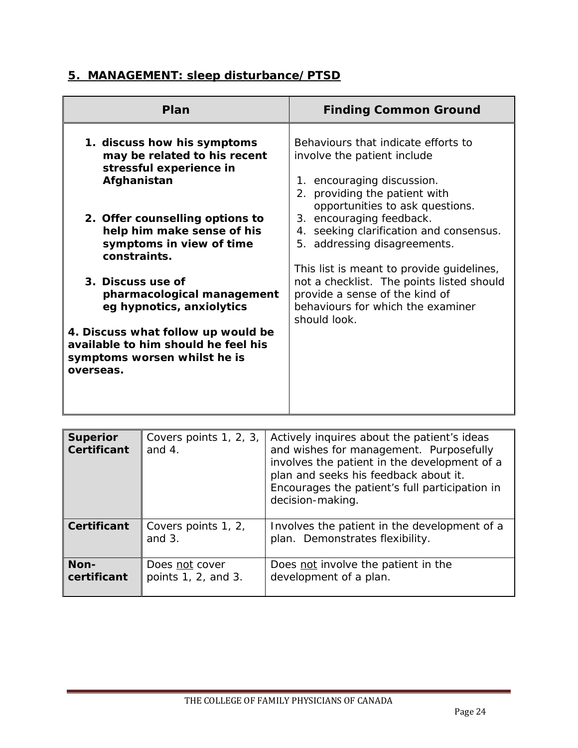## 5. MANAGEMENT: sleep disturbance/PTSD

| Plan | Finding Common Ground |
| --- | --- |
| 1. **discuss how his symptoms may be related to his recent stressful experience in Afghanistan**<br><br>2. **Offer counselling options to help him make sense of his symptoms in view of time constraints.**<br><br>3. **Discuss use of pharmacological management eg hypnotics, anxiolytics**<br><br>**4. Discuss what follow up would be available to him should he feel his symptoms worsen whilst he is overseas.** | Behaviours that indicate efforts to involve the patient include<br><br>1. encouraging discussion.<br>2. providing the patient with opportunities to ask questions.<br>3. encouraging feedback.<br>4. seeking clarification and consensus.<br>5. addressing disagreements.<br><br>This list is meant to provide guidelines, not a checklist. The points listed should provide a sense of the kind of behaviours for which the examiner should look. |

| | | |
| --- | --- | --- |
| **Superior Certificant** | Covers points 1, 2, 3, and 4. | Actively inquires about the patient's ideas and wishes for management. Purposefully involves the patient in the development of a plan and seeks his feedback about it. Encourages the patient's full participation in decision-making. |
| **Certificant** | Covers points 1, 2, and 3. | Involves the patient in the development of a plan. Demonstrates flexibility. |
| **Non-certificant** | Does not cover points 1, 2, and 3. | Does not involve the patient in the development of a plan. |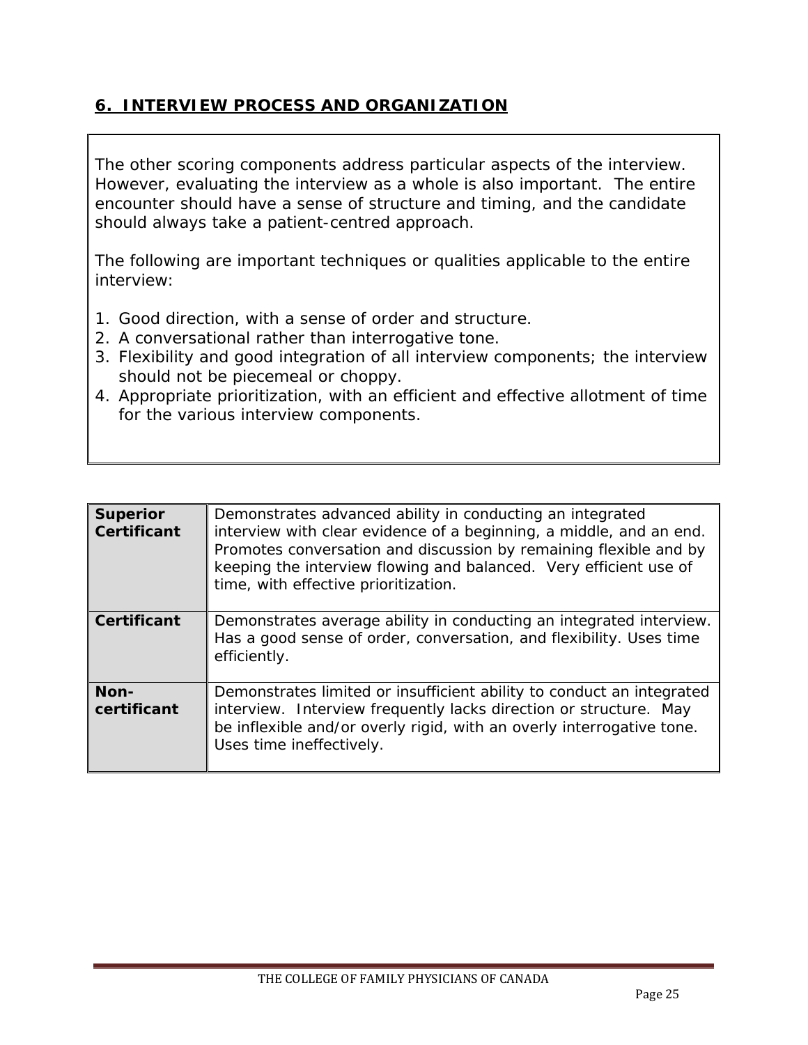## 6. INTERVIEW PROCESS AND ORGANIZATION

The other scoring components address particular aspects of the interview. However, evaluating the interview as a whole is also important. The entire encounter should have a sense of structure and timing, and the candidate should always take a patient-centred approach.

The following are important techniques or qualities applicable to the entire interview:

1. Good direction, with a sense of order and structure.
2. A conversational rather than interrogative tone.
3. Flexibility and good integration of all interview components; the interview should not be piecemeal or choppy.
4. Appropriate prioritization, with an efficient and effective allotment of time for the various interview components.

| | |
|---|---|
| **Superior Certificant** | Demonstrates advanced ability in conducting an integrated interview with clear evidence of a beginning, a middle, and an end. Promotes conversation and discussion by remaining flexible and by keeping the interview flowing and balanced. Very efficient use of time, with effective prioritization. |
| **Certificant** | Demonstrates average ability in conducting an integrated interview. Has a good sense of order, conversation, and flexibility. Uses time efficiently. |
| **Non-certificant** | Demonstrates limited or insufficient ability to conduct an integrated interview. Interview frequently lacks direction or structure. May be inflexible and/or overly rigid, with an overly interrogative tone. Uses time ineffectively. |